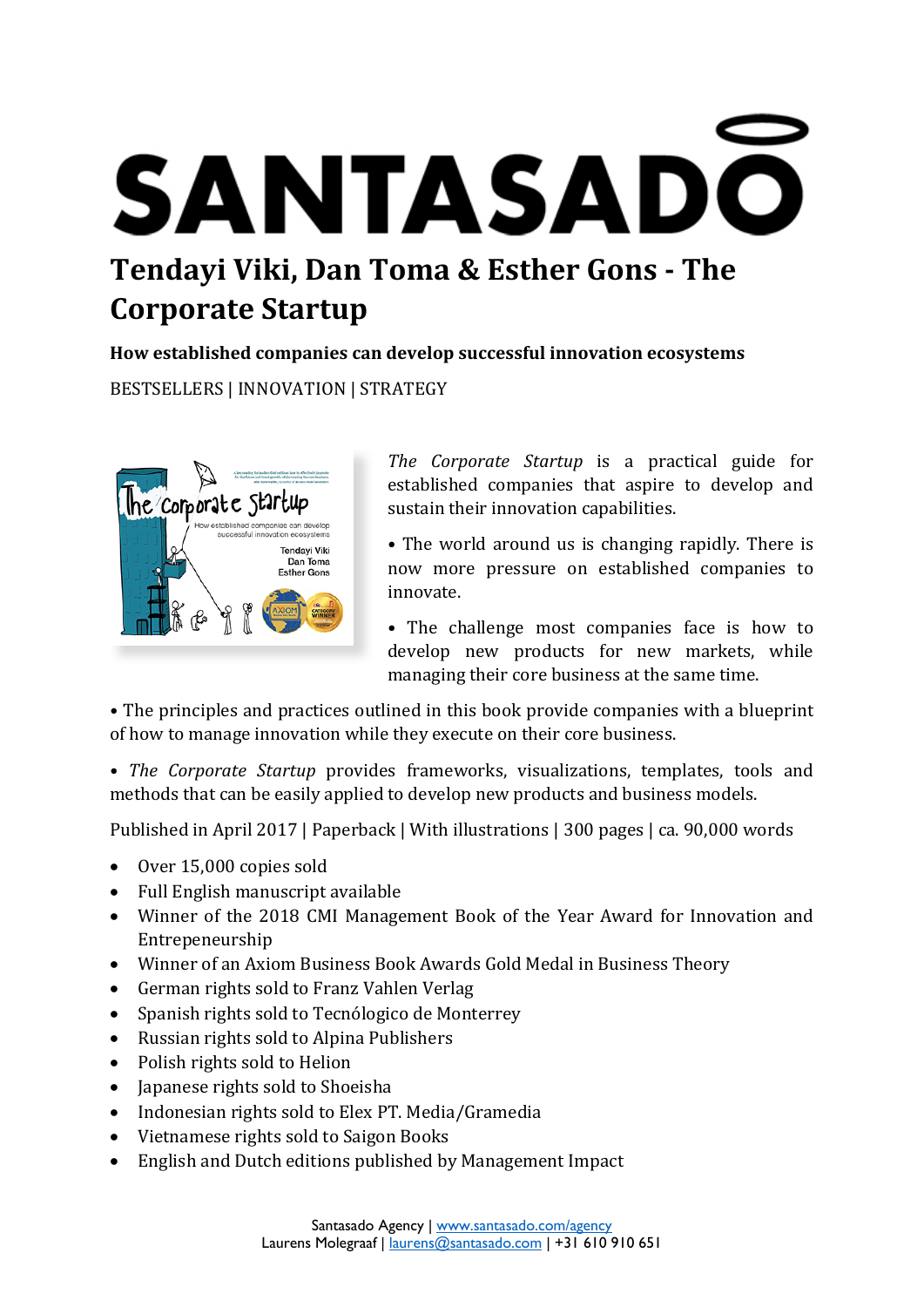# SANTASADO

# Tendayi Viki, Dan Toma & Esther Gons - The Corporate Startup

**How established companies can develop successful innovation ecosystems**

BESTSELLERS | INNOVATION | STRATEGY

*The Corporate Startup* is a practical guide for established companies that aspire to develop and sustain their innovation capabilities.

• The world around us is changing rapidly. There is now more pressure on established companies to innovate.

• The challenge most companies face is how to develop new products for new markets, while managing their core business at the same time.

• The principles and practices outlined in this book provide companies with a blueprint of how to manage innovation while they execute on their core business.

• *The Corporate Startup* provides frameworks, visualizations, templates, tools and methods that can be easily applied to develop new products and business models.

Published in April 2017 | Paperback | With illustrations | 300 pages | ca. 90,000 words

- Over 15,000 copies sold
- Full English manuscript available
- Winner of the 2018 CMI Management Book of the Year Award for Innovation and Entrepeneurship
- Winner of an Axiom Business Book Awards Gold Medal in Business Theory
- German rights sold to Franz Vahlen Verlag
- Spanish rights sold to Tecnólogico de Monterrey
- Russian rights sold to Alpina Publishers
- Polish rights sold to Helion
- Japanese rights sold to Shoeisha
- Indonesian rights sold to Elex PT. Media/Gramedia
- Vietnamese rights sold to Saigon Books
- English and Dutch editions published by Management Impact

Santasado Agency | www.santasado.com/agency
Laurens Molegraaf | laurens@santasado.com | +31 610 910 651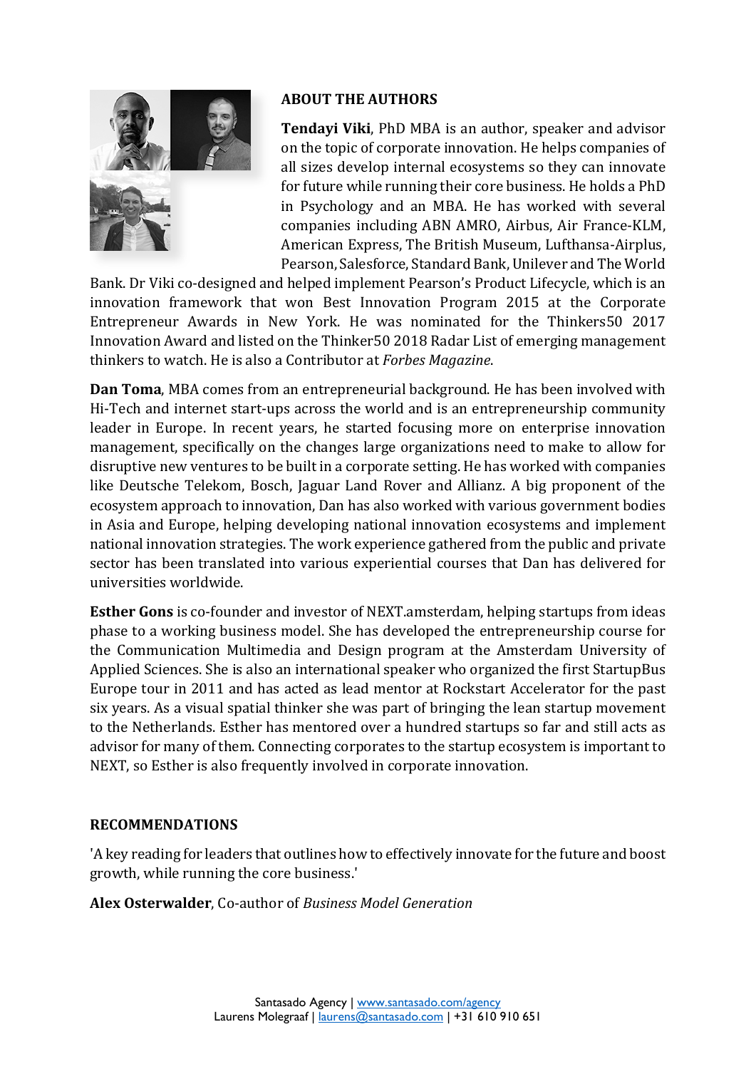## ABOUT THE AUTHORS

**Tendayi Viki**, PhD MBA is an author, speaker and advisor on the topic of corporate innovation. He helps companies of all sizes develop internal ecosystems so they can innovate for future while running their core business. He holds a PhD in Psychology and an MBA. He has worked with several companies including ABN AMRO, Airbus, Air France-KLM, American Express, The British Museum, Lufthansa-Airplus, Pearson, Salesforce, Standard Bank, Unilever and The World Bank. Dr Viki co-designed and helped implement Pearson's Product Lifecycle, which is an innovation framework that won Best Innovation Program 2015 at the Corporate Entrepreneur Awards in New York. He was nominated for the Thinkers50 2017 Innovation Award and listed on the Thinker50 2018 Radar List of emerging management thinkers to watch. He is also a Contributor at *Forbes Magazine*.

**Dan Toma**, MBA comes from an entrepreneurial background. He has been involved with Hi-Tech and internet start-ups across the world and is an entrepreneurship community leader in Europe. In recent years, he started focusing more on enterprise innovation management, specifically on the changes large organizations need to make to allow for disruptive new ventures to be built in a corporate setting. He has worked with companies like Deutsche Telekom, Bosch, Jaguar Land Rover and Allianz. A big proponent of the ecosystem approach to innovation, Dan has also worked with various government bodies in Asia and Europe, helping developing national innovation ecosystems and implement national innovation strategies. The work experience gathered from the public and private sector has been translated into various experiential courses that Dan has delivered for universities worldwide.

**Esther Gons** is co-founder and investor of NEXT.amsterdam, helping startups from ideas phase to a working business model. She has developed the entrepreneurship course for the Communication Multimedia and Design program at the Amsterdam University of Applied Sciences. She is also an international speaker who organized the first StartupBus Europe tour in 2011 and has acted as lead mentor at Rockstart Accelerator for the past six years. As a visual spatial thinker she was part of bringing the lean startup movement to the Netherlands. Esther has mentored over a hundred startups so far and still acts as advisor for many of them. Connecting corporates to the startup ecosystem is important to NEXT, so Esther is also frequently involved in corporate innovation.

## RECOMMENDATIONS

'A key reading for leaders that outlines how to effectively innovate for the future and boost growth, while running the core business.'

**Alex Osterwalder**, Co-author of *Business Model Generation*

Santasado Agency | www.santasado.com/agency
Laurens Molegraaf | laurens@santasado.com | +31 610 910 651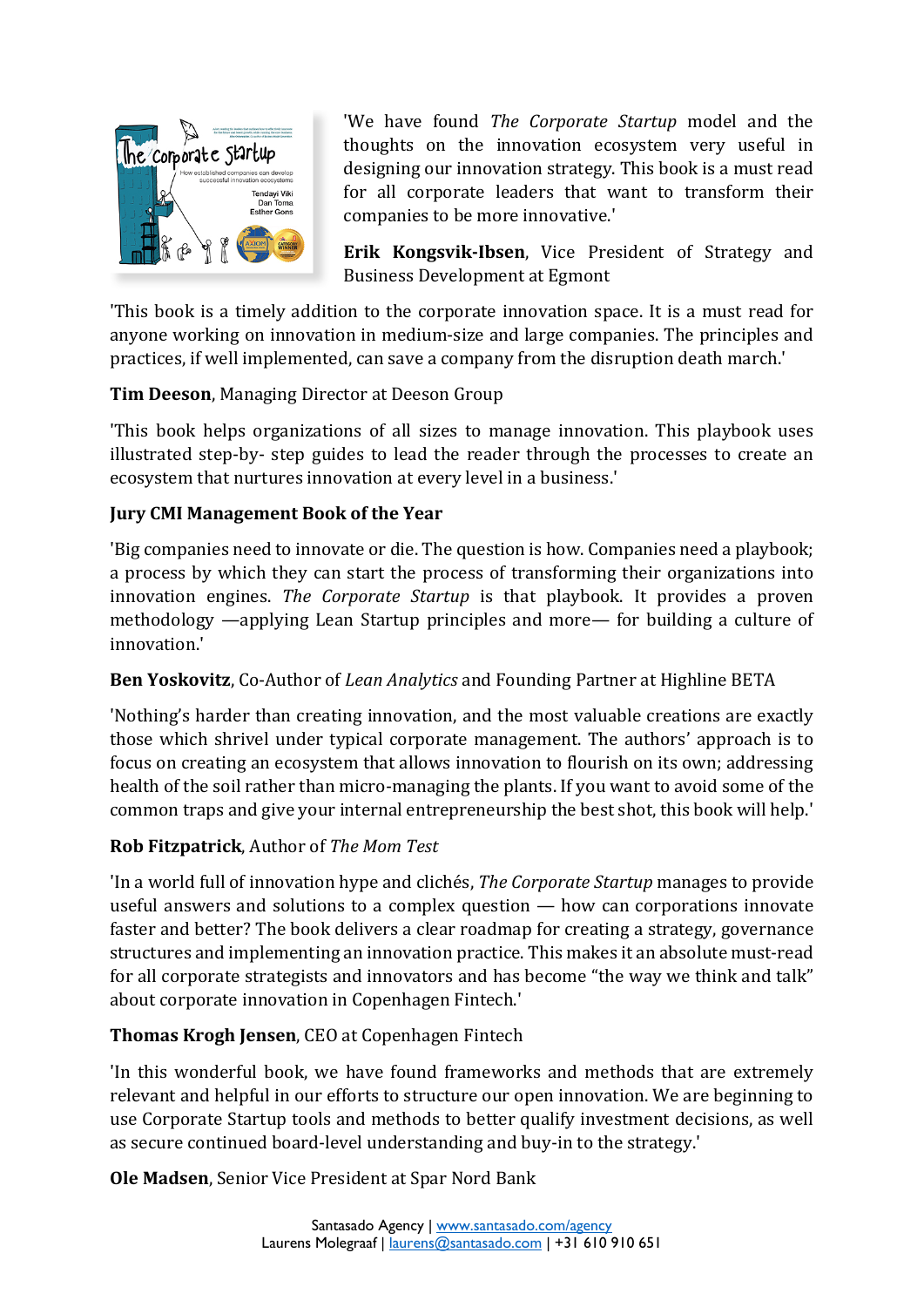'We have found *The Corporate Startup* model and the thoughts on the innovation ecosystem very useful in designing our innovation strategy. This book is a must read for all corporate leaders that want to transform their companies to be more innovative.'

**Erik Kongsvik-Ibsen**, Vice President of Strategy and Business Development at Egmont

'This book is a timely addition to the corporate innovation space. It is a must read for anyone working on innovation in medium-size and large companies. The principles and practices, if well implemented, can save a company from the disruption death march.'

**Tim Deeson**, Managing Director at Deeson Group

'This book helps organizations of all sizes to manage innovation. This playbook uses illustrated step-by- step guides to lead the reader through the processes to create an ecosystem that nurtures innovation at every level in a business.'

**Jury CMI Management Book of the Year**

'Big companies need to innovate or die. The question is how. Companies need a playbook; a process by which they can start the process of transforming their organizations into innovation engines. *The Corporate Startup* is that playbook. It provides a proven methodology —applying Lean Startup principles and more— for building a culture of innovation.'

**Ben Yoskovitz**, Co-Author of *Lean Analytics* and Founding Partner at Highline BETA

'Nothing's harder than creating innovation, and the most valuable creations are exactly those which shrivel under typical corporate management. The authors' approach is to focus on creating an ecosystem that allows innovation to flourish on its own; addressing health of the soil rather than micro-managing the plants. If you want to avoid some of the common traps and give your internal entrepreneurship the best shot, this book will help.'

**Rob Fitzpatrick**, Author of *The Mom Test*

'In a world full of innovation hype and clichés, *The Corporate Startup* manages to provide useful answers and solutions to a complex question — how can corporations innovate faster and better? The book delivers a clear roadmap for creating a strategy, governance structures and implementing an innovation practice. This makes it an absolute must-read for all corporate strategists and innovators and has become "the way we think and talk" about corporate innovation in Copenhagen Fintech.'

**Thomas Krogh Jensen**, CEO at Copenhagen Fintech

'In this wonderful book, we have found frameworks and methods that are extremely relevant and helpful in our efforts to structure our open innovation. We are beginning to use Corporate Startup tools and methods to better qualify investment decisions, as well as secure continued board-level understanding and buy-in to the strategy.'

**Ole Madsen**, Senior Vice President at Spar Nord Bank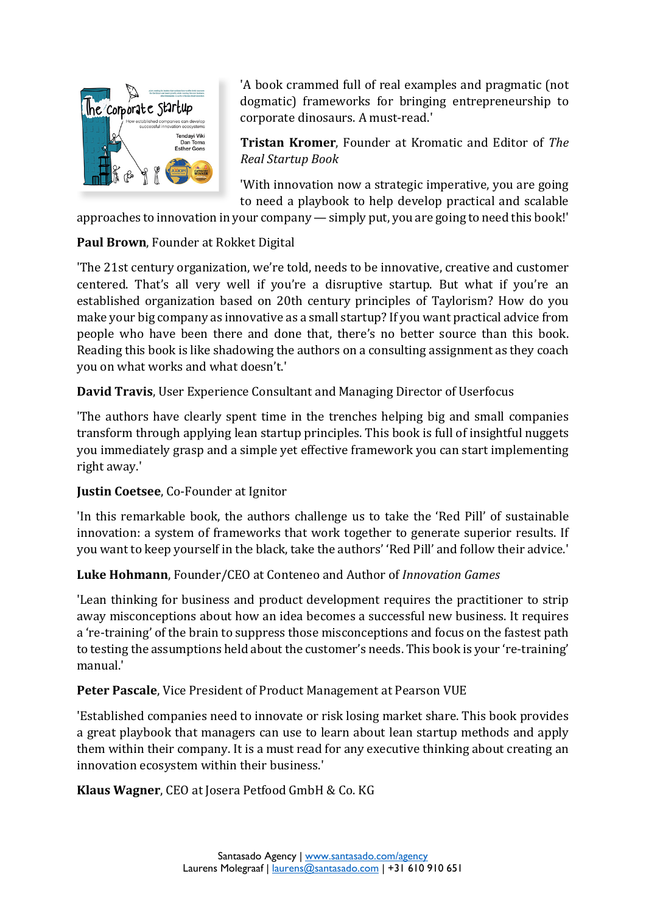'A book crammed full of real examples and pragmatic (not dogmatic) frameworks for bringing entrepreneurship to corporate dinosaurs. A must-read.'

**Tristan Kromer**, Founder at Kromatic and Editor of *The Real Startup Book*

'With innovation now a strategic imperative, you are going to need a playbook to help develop practical and scalable approaches to innovation in your company — simply put, you are going to need this book!'

**Paul Brown**, Founder at Rokket Digital

'The 21st century organization, we're told, needs to be innovative, creative and customer centered. That's all very well if you're a disruptive startup. But what if you're an established organization based on 20th century principles of Taylorism? How do you make your big company as innovative as a small startup? If you want practical advice from people who have been there and done that, there's no better source than this book. Reading this book is like shadowing the authors on a consulting assignment as they coach you on what works and what doesn't.'

**David Travis**, User Experience Consultant and Managing Director of Userfocus

'The authors have clearly spent time in the trenches helping big and small companies transform through applying lean startup principles. This book is full of insightful nuggets you immediately grasp and a simple yet effective framework you can start implementing right away.'

**Justin Coetsee**, Co-Founder at Ignitor

'In this remarkable book, the authors challenge us to take the 'Red Pill' of sustainable innovation: a system of frameworks that work together to generate superior results. If you want to keep yourself in the black, take the authors' 'Red Pill' and follow their advice.'

**Luke Hohmann**, Founder/CEO at Conteneo and Author of *Innovation Games*

'Lean thinking for business and product development requires the practitioner to strip away misconceptions about how an idea becomes a successful new business. It requires a 're-training' of the brain to suppress those misconceptions and focus on the fastest path to testing the assumptions held about the customer's needs. This book is your 're-training' manual.'

**Peter Pascale**, Vice President of Product Management at Pearson VUE

'Established companies need to innovate or risk losing market share. This book provides a great playbook that managers can use to learn about lean startup methods and apply them within their company. It is a must read for any executive thinking about creating an innovation ecosystem within their business.'

**Klaus Wagner**, CEO at Josera Petfood GmbH & Co. KG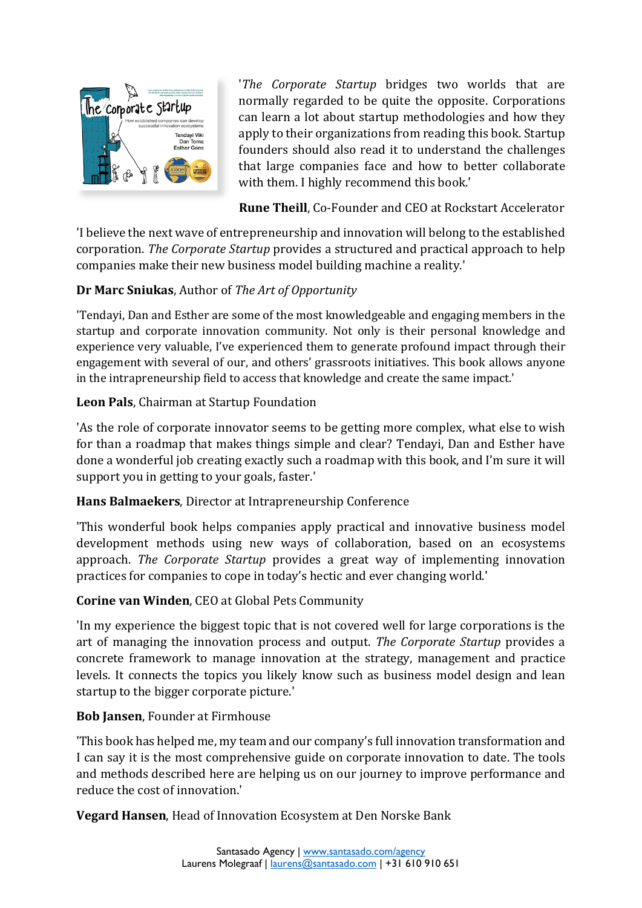'*The Corporate Startup* bridges two worlds that are normally regarded to be quite the opposite. Corporations can learn a lot about startup methodologies and how they apply to their organizations from reading this book. Startup founders should also read it to understand the challenges that large companies face and how to better collaborate with them. I highly recommend this book.'

**Rune Theill**, Co-Founder and CEO at Rockstart Accelerator

'I believe the next wave of entrepreneurship and innovation will belong to the established corporation. *The Corporate Startup* provides a structured and practical approach to help companies make their new business model building machine a reality.'

**Dr Marc Sniukas**, Author of *The Art of Opportunity*

'Tendayi, Dan and Esther are some of the most knowledgeable and engaging members in the startup and corporate innovation community. Not only is their personal knowledge and experience very valuable, I've experienced them to generate profound impact through their engagement with several of our, and others' grassroots initiatives. This book allows anyone in the intrapreneurship field to access that knowledge and create the same impact.'

**Leon Pals**, Chairman at Startup Foundation

'As the role of corporate innovator seems to be getting more complex, what else to wish for than a roadmap that makes things simple and clear? Tendayi, Dan and Esther have done a wonderful job creating exactly such a roadmap with this book, and I'm sure it will support you in getting to your goals, faster.'

**Hans Balmaekers**, Director at Intrapreneurship Conference

'This wonderful book helps companies apply practical and innovative business model development methods using new ways of collaboration, based on an ecosystems approach. *The Corporate Startup* provides a great way of implementing innovation practices for companies to cope in today's hectic and ever changing world.'

**Corine van Winden**, CEO at Global Pets Community

'In my experience the biggest topic that is not covered well for large corporations is the art of managing the innovation process and output. *The Corporate Startup* provides a concrete framework to manage innovation at the strategy, management and practice levels. It connects the topics you likely know such as business model design and lean startup to the bigger corporate picture.'

**Bob Jansen**, Founder at Firmhouse

'This book has helped me, my team and our company's full innovation transformation and I can say it is the most comprehensive guide on corporate innovation to date. The tools and methods described here are helping us on our journey to improve performance and reduce the cost of innovation.'

**Vegard Hansen**, Head of Innovation Ecosystem at Den Norske Bank

Santasado Agency | www.santasado.com/agency
Laurens Molegraaf | laurens@santasado.com | +31 610 910 651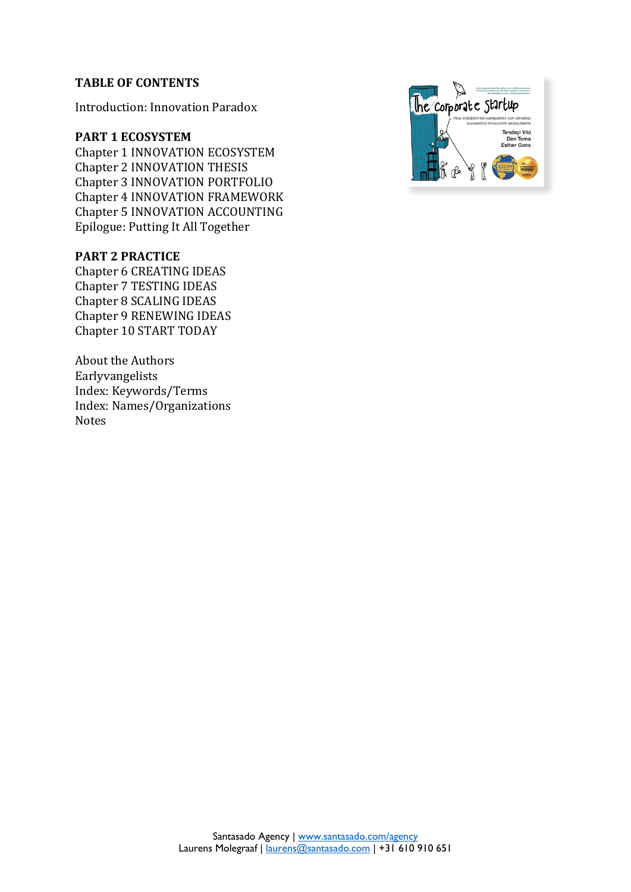## TABLE OF CONTENTS

Introduction: Innovation Paradox

**PART 1 ECOSYSTEM**

Chapter 1 INNOVATION ECOSYSTEM
Chapter 2 INNOVATION THESIS
Chapter 3 INNOVATION PORTFOLIO
Chapter 4 INNOVATION FRAMEWORK
Chapter 5 INNOVATION ACCOUNTING
Epilogue: Putting It All Together

**PART 2 PRACTICE**

Chapter 6 CREATING IDEAS
Chapter 7 TESTING IDEAS
Chapter 8 SCALING IDEAS
Chapter 9 RENEWING IDEAS
Chapter 10 START TODAY

About the Authors
Earlyvangelists
Index: Keywords/Terms
Index: Names/Organizations
Notes

Santasado Agency | www.santasado.com/agency
Laurens Molegraaf | laurens@santasado.com | +31 610 910 651